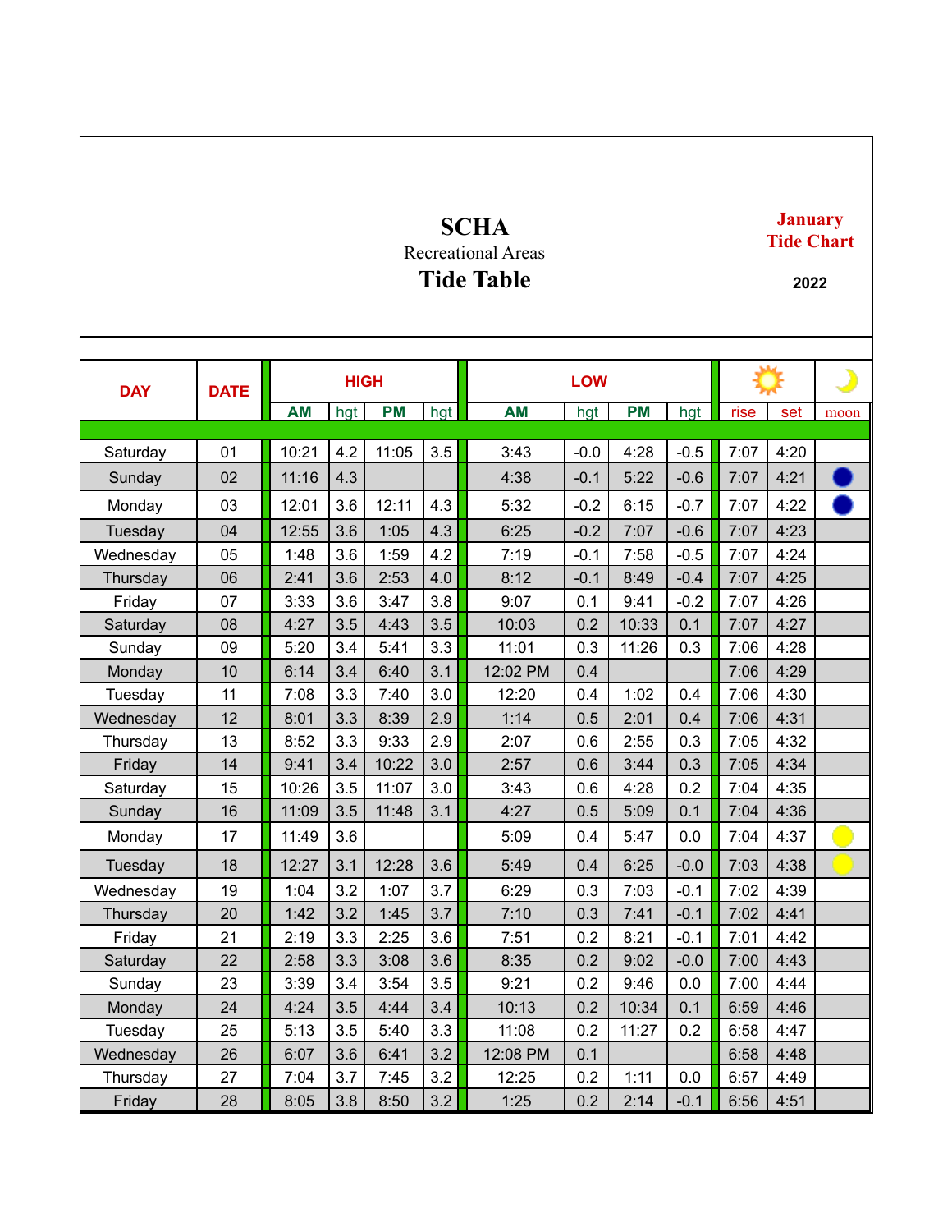# SCHA

Recreational Areas

# Tide Table

**January Tide Chart**

**2022**

| DAY | DATE | HIGH | | | | LOW | | | | ☀ | | ☽ |
|---|---|---|---|---|---|---|---|---|---|---|---|---|
| | | AM | hgt | PM | hgt | AM | hgt | PM | hgt | rise | set | moon |
| Saturday | 01 | 10:21 | 4.2 | 11:05 | 3.5 | 3:43 | -0.0 | 4:28 | -0.5 | 7:07 | 4:20 | |
| Sunday | 02 | 11:16 | 4.3 | | | 4:38 | -0.1 | 5:22 | -0.6 | 7:07 | 4:21 | ● |
| Monday | 03 | 12:01 | 3.6 | 12:11 | 4.3 | 5:32 | -0.2 | 6:15 | -0.7 | 7:07 | 4:22 | ● |
| Tuesday | 04 | 12:55 | 3.6 | 1:05 | 4.3 | 6:25 | -0.2 | 7:07 | -0.6 | 7:07 | 4:23 | |
| Wednesday | 05 | 1:48 | 3.6 | 1:59 | 4.2 | 7:19 | -0.1 | 7:58 | -0.5 | 7:07 | 4:24 | |
| Thursday | 06 | 2:41 | 3.6 | 2:53 | 4.0 | 8:12 | -0.1 | 8:49 | -0.4 | 7:07 | 4:25 | |
| Friday | 07 | 3:33 | 3.6 | 3:47 | 3.8 | 9:07 | 0.1 | 9:41 | -0.2 | 7:07 | 4:26 | |
| Saturday | 08 | 4:27 | 3.5 | 4:43 | 3.5 | 10:03 | 0.2 | 10:33 | 0.1 | 7:07 | 4:27 | |
| Sunday | 09 | 5:20 | 3.4 | 5:41 | 3.3 | 11:01 | 0.3 | 11:26 | 0.3 | 7:06 | 4:28 | |
| Monday | 10 | 6:14 | 3.4 | 6:40 | 3.1 | 12:02 PM | 0.4 | | | 7:06 | 4:29 | |
| Tuesday | 11 | 7:08 | 3.3 | 7:40 | 3.0 | 12:20 | 0.4 | 1:02 | 0.4 | 7:06 | 4:30 | |
| Wednesday | 12 | 8:01 | 3.3 | 8:39 | 2.9 | 1:14 | 0.5 | 2:01 | 0.4 | 7:06 | 4:31 | |
| Thursday | 13 | 8:52 | 3.3 | 9:33 | 2.9 | 2:07 | 0.6 | 2:55 | 0.3 | 7:05 | 4:32 | |
| Friday | 14 | 9:41 | 3.4 | 10:22 | 3.0 | 2:57 | 0.6 | 3:44 | 0.3 | 7:05 | 4:34 | |
| Saturday | 15 | 10:26 | 3.5 | 11:07 | 3.0 | 3:43 | 0.6 | 4:28 | 0.2 | 7:04 | 4:35 | |
| Sunday | 16 | 11:09 | 3.5 | 11:48 | 3.1 | 4:27 | 0.5 | 5:09 | 0.1 | 7:04 | 4:36 | |
| Monday | 17 | 11:49 | 3.6 | | | 5:09 | 0.4 | 5:47 | 0.0 | 7:04 | 4:37 | ○ |
| Tuesday | 18 | 12:27 | 3.1 | 12:28 | 3.6 | 5:49 | 0.4 | 6:25 | -0.0 | 7:03 | 4:38 | ○ |
| Wednesday | 19 | 1:04 | 3.2 | 1:07 | 3.7 | 6:29 | 0.3 | 7:03 | -0.1 | 7:02 | 4:39 | |
| Thursday | 20 | 1:42 | 3.2 | 1:45 | 3.7 | 7:10 | 0.3 | 7:41 | -0.1 | 7:02 | 4:41 | |
| Friday | 21 | 2:19 | 3.3 | 2:25 | 3.6 | 7:51 | 0.2 | 8:21 | -0.1 | 7:01 | 4:42 | |
| Saturday | 22 | 2:58 | 3.3 | 3:08 | 3.6 | 8:35 | 0.2 | 9:02 | -0.0 | 7:00 | 4:43 | |
| Sunday | 23 | 3:39 | 3.4 | 3:54 | 3.5 | 9:21 | 0.2 | 9:46 | 0.0 | 7:00 | 4:44 | |
| Monday | 24 | 4:24 | 3.5 | 4:44 | 3.4 | 10:13 | 0.2 | 10:34 | 0.1 | 6:59 | 4:46 | |
| Tuesday | 25 | 5:13 | 3.5 | 5:40 | 3.3 | 11:08 | 0.2 | 11:27 | 0.2 | 6:58 | 4:47 | |
| Wednesday | 26 | 6:07 | 3.6 | 6:41 | 3.2 | 12:08 PM | 0.1 | | | 6:58 | 4:48 | |
| Thursday | 27 | 7:04 | 3.7 | 7:45 | 3.2 | 12:25 | 0.2 | 1:11 | 0.0 | 6:57 | 4:49 | |
| Friday | 28 | 8:05 | 3.8 | 8:50 | 3.2 | 1:25 | 0.2 | 2:14 | -0.1 | 6:56 | 4:51 | |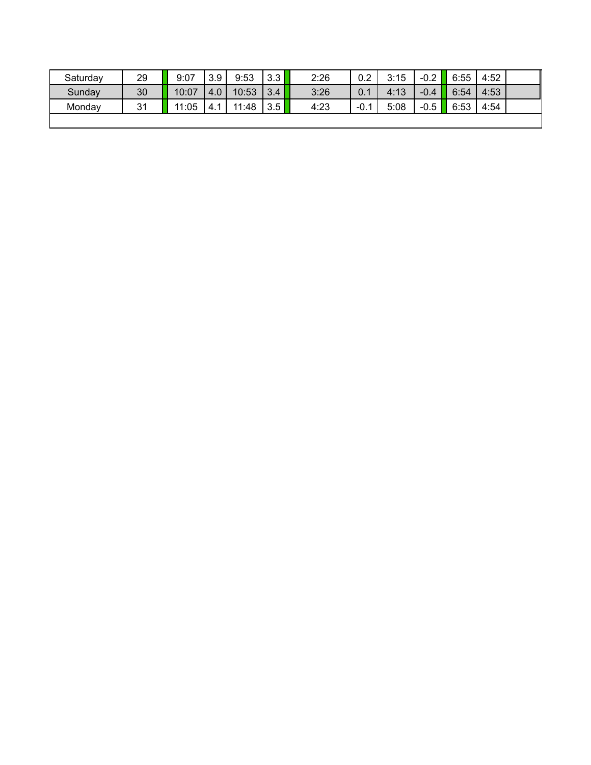| | | | | | | | | | | | | | | | |
|---|---|---|---|---|---|---|---|---|---|---|---|---|---|---|---|
| Saturday | 29 | | 9:07 | 3.9 | 9:53 | 3.3 | | 2:26 | 0.2 | 3:15 | -0.2 | | 6:55 | 4:52 | |
| Sunday | 30 | | 10:07 | 4.0 | 10:53 | 3.4 | | 3:26 | 0.1 | 4:13 | -0.4 | | 6:54 | 4:53 | |
| Monday | 31 | | 11:05 | 4.1 | 11:48 | 3.5 | | 4:23 | -0.1 | 5:08 | -0.5 | | 6:53 | 4:54 | |